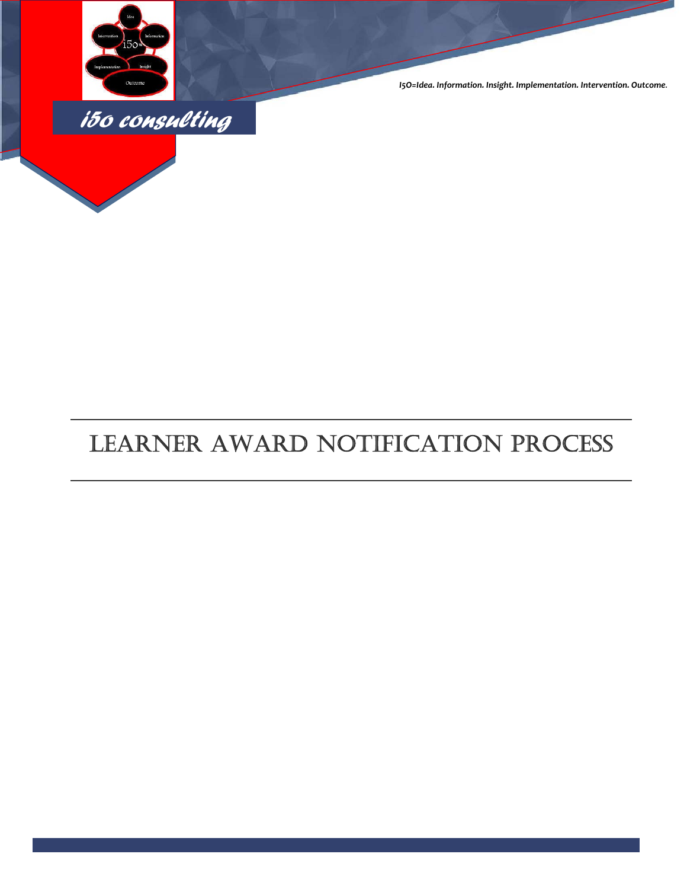*I5O=Idea. Information. Insight. Implementation. Intervention. Outcome.*

*i5o consulting*

# LEARNER AWARD NOTIFICATION PROCESS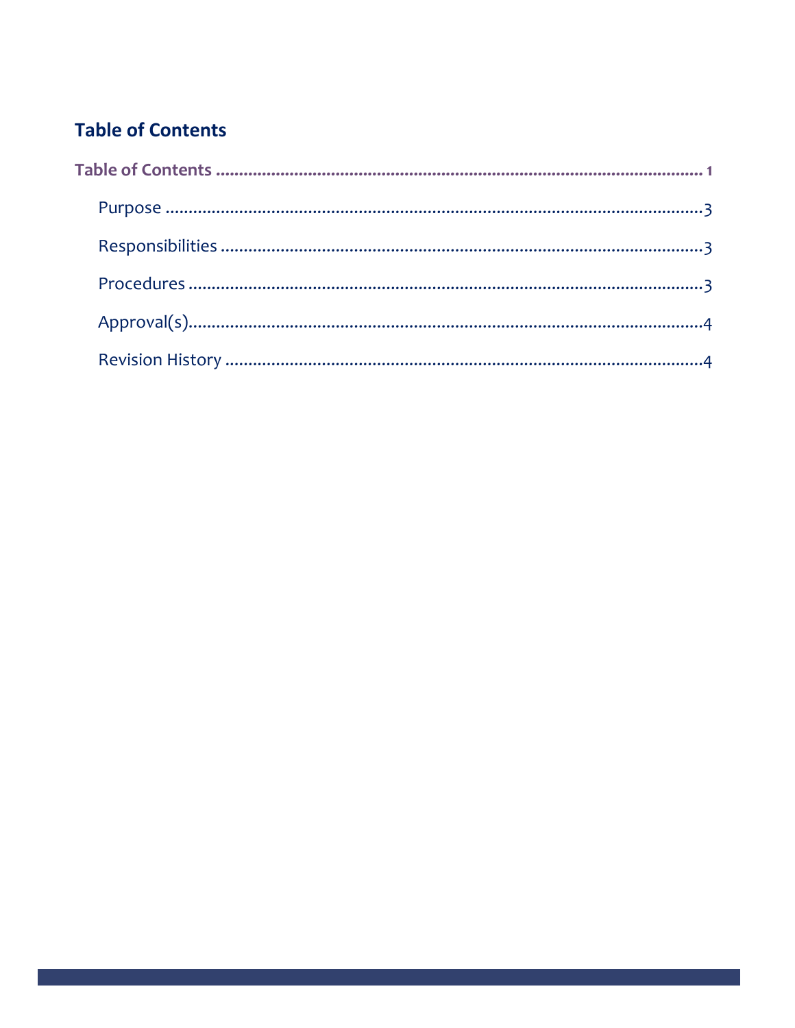## Table of Contents

Table of Contents ........................................................................................................ 1

- Purpose ........................................................................................................3
- Responsibilities ............................................................................................3
- Procedures ....................................................................................................3
- Approval(s)....................................................................................................4
- Revision History ...........................................................................................4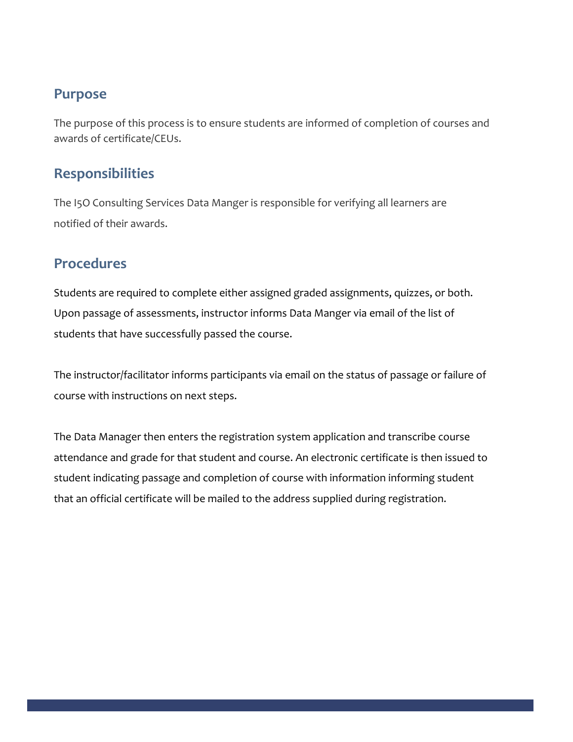## Purpose

The purpose of this process is to ensure students are informed of completion of courses and awards of certificate/CEUs.

## Responsibilities

The I5O Consulting Services Data Manger is responsible for verifying all learners are notified of their awards.

## Procedures

Students are required to complete either assigned graded assignments, quizzes, or both. Upon passage of assessments, instructor informs Data Manger via email of the list of students that have successfully passed the course.

The instructor/facilitator informs participants via email on the status of passage or failure of course with instructions on next steps.

The Data Manager then enters the registration system application and transcribe course attendance and grade for that student and course. An electronic certificate is then issued to student indicating passage and completion of course with information informing student that an official certificate will be mailed to the address supplied during registration.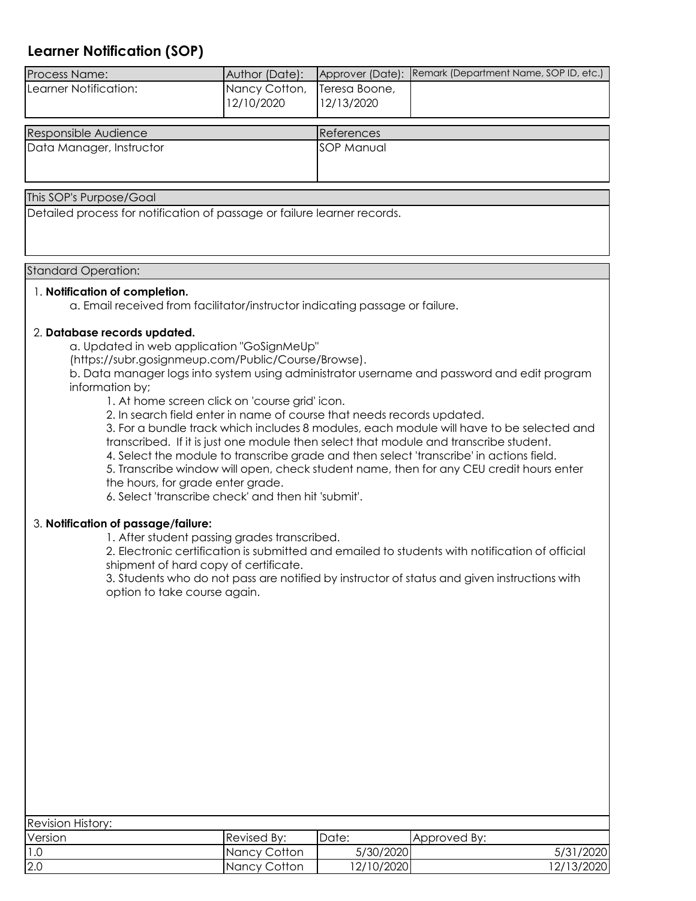# Learner Notification (SOP)

| Process Name: | Author (Date): | Approver (Date): | Remark (Department Name, SOP ID, etc.) |
| --- | --- | --- | --- |
| Learner Notification: | Nancy Cotton, 12/10/2020 | Teresa Boone, 12/13/2020 | |

| Responsible Audience | References |
| --- | --- |
| Data Manager, Instructor | SOP Manual |

| This SOP's Purpose/Goal |
| --- |
| Detailed process for notification of passage or failure learner records. |

**Standard Operation:**

1. **Notification of completion.**
   a. Email received from facilitator/instructor indicating passage or failure.

2. **Database records updated.**
   a. Updated in web application "GoSignMeUp" (https://subr.gosignmeup.com/Public/Course/Browse).
   b. Data manager logs into system using administrator username and password and edit program information by;
      1. At home screen click on 'course grid' icon.
      2. In search field enter in name of course that needs records updated.
      3. For a bundle track which includes 8 modules, each module will have to be selected and transcribed. If it is just one module then select that module and transcribe student.
      4. Select the module to transcribe grade and then select 'transcribe' in actions field.
      5. Transcribe window will open, check student name, then for any CEU credit hours enter the hours, for grade enter grade.
      6. Select 'transcribe check' and then hit 'submit'.

3. **Notification of passage/failure:**
   1. After student passing grades transcribed.
   2. Electronic certification is submitted and emailed to students with notification of official shipment of hard copy of certificate.
   3. Students who do not pass are notified by instructor of status and given instructions with option to take course again.

**Revision History:**

| Version | Revised By: | Date: | Approved By: |
| --- | --- | --- | --- |
| 1.0 | Nancy Cotton | 5/30/2020 | 5/31/2020 |
| 2.0 | Nancy Cotton | 12/10/2020 | 12/13/2020 |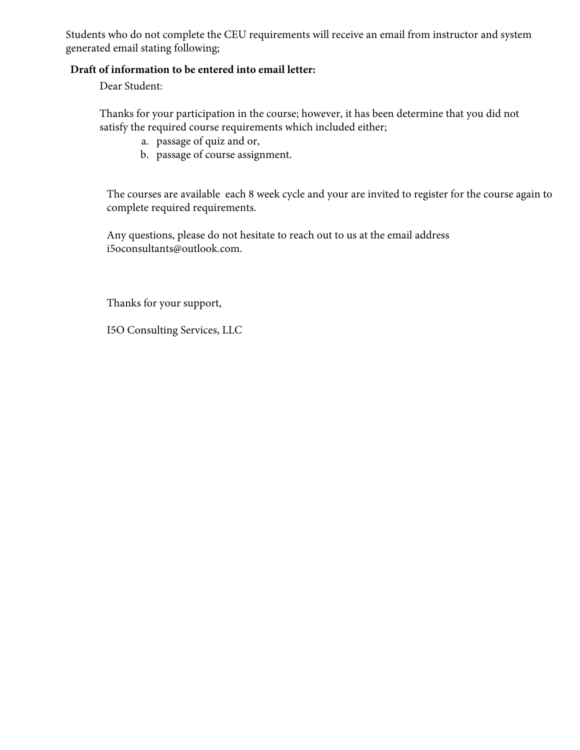Students who do not complete the CEU requirements will receive an email from instructor and system generated email stating following;

**Draft of information to be entered into email letter:**

Dear Student:

Thanks for your participation in the course; however, it has been determine that you did not satisfy the required course requirements which included either;

a. passage of quiz and or,
b. passage of course assignment.

The courses are available  each 8 week cycle and your are invited to register for the course again to complete required requirements.

Any questions, please do not hesitate to reach out to us at the email address i5oconsultants@outlook.com.

Thanks for your support,

I5O Consulting Services, LLC